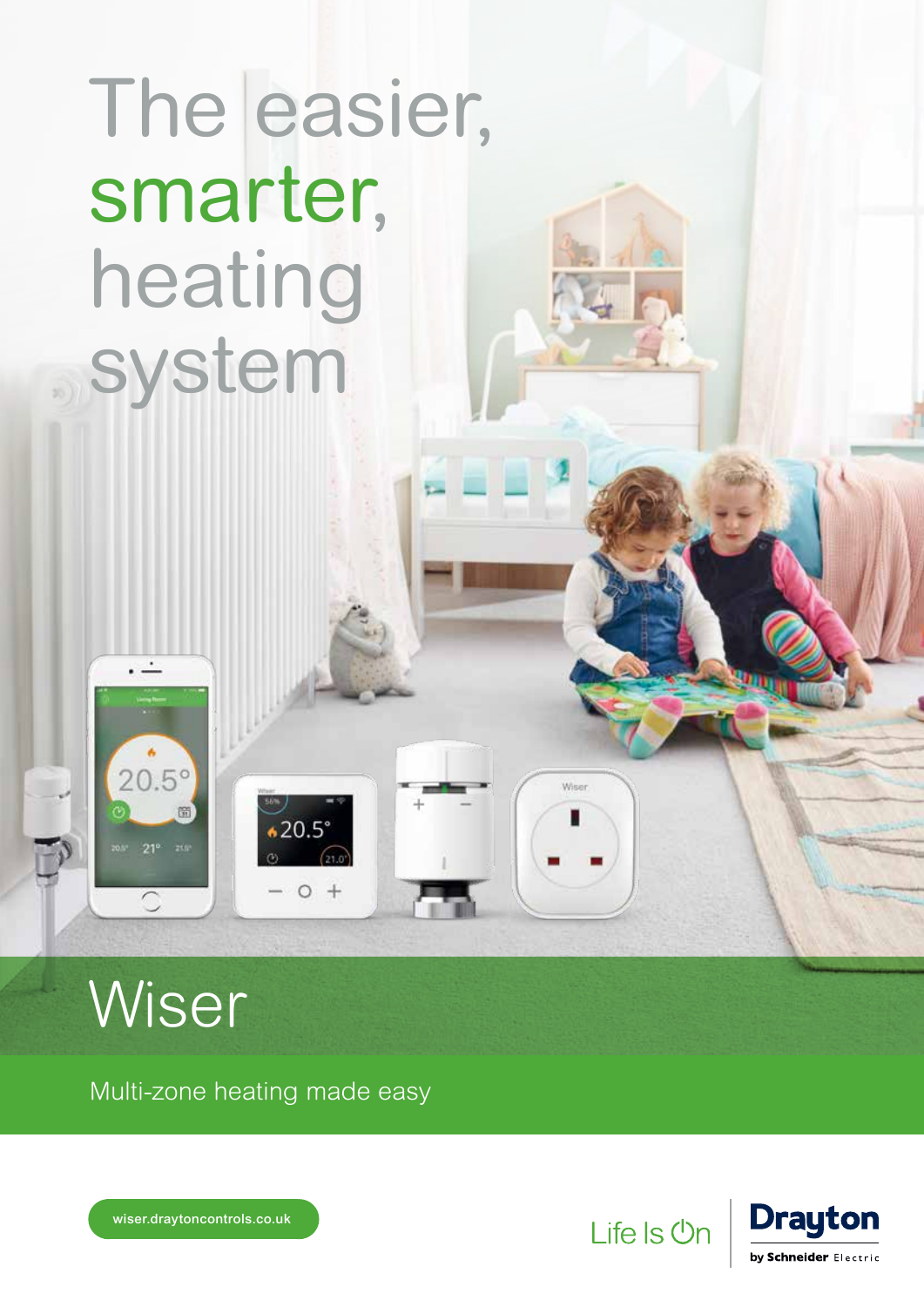# The easier, smarter, heating system

# Wiser

Multi-zone heating made easy

wiser.draytoncontrols.co.uk

Life Is On

Drayton by Schneider Electric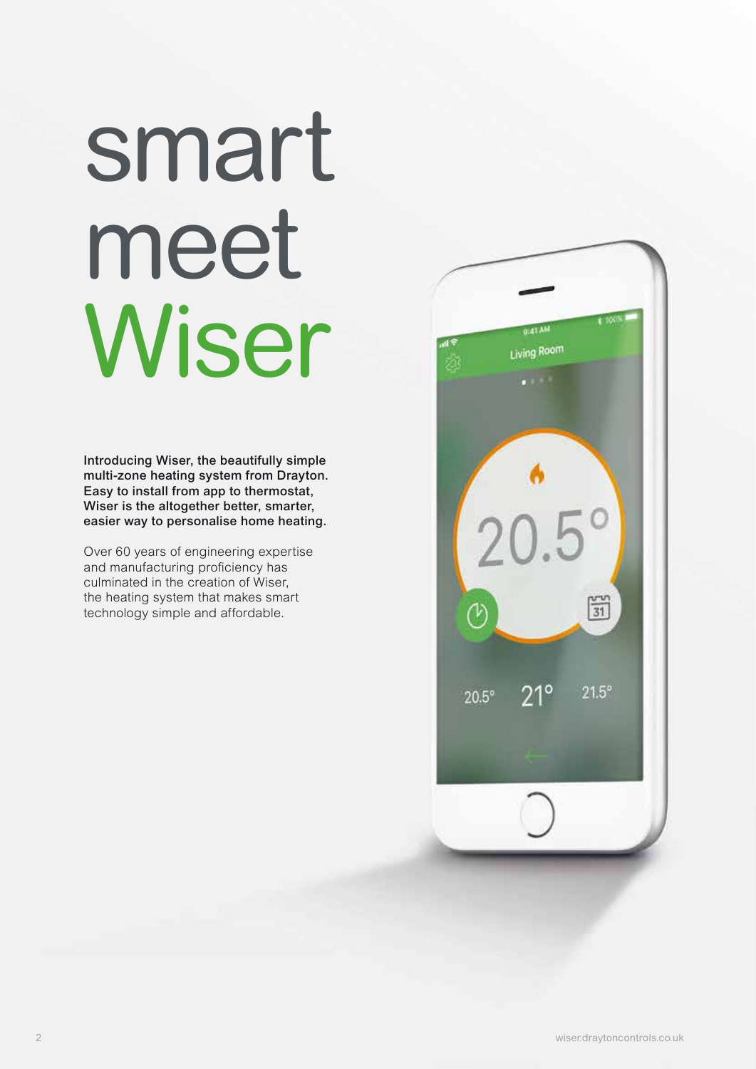# smart meet Wiser

**Introducing Wiser, the beautifully simple multi-zone heating system from Drayton. Easy to install from app to thermostat, Wiser is the altogether better, smarter, easier way to personalise home heating.**

Over 60 years of engineering expertise and manufacturing proficiency has culminated in the creation of Wiser, the heating system that makes smart technology simple and affordable.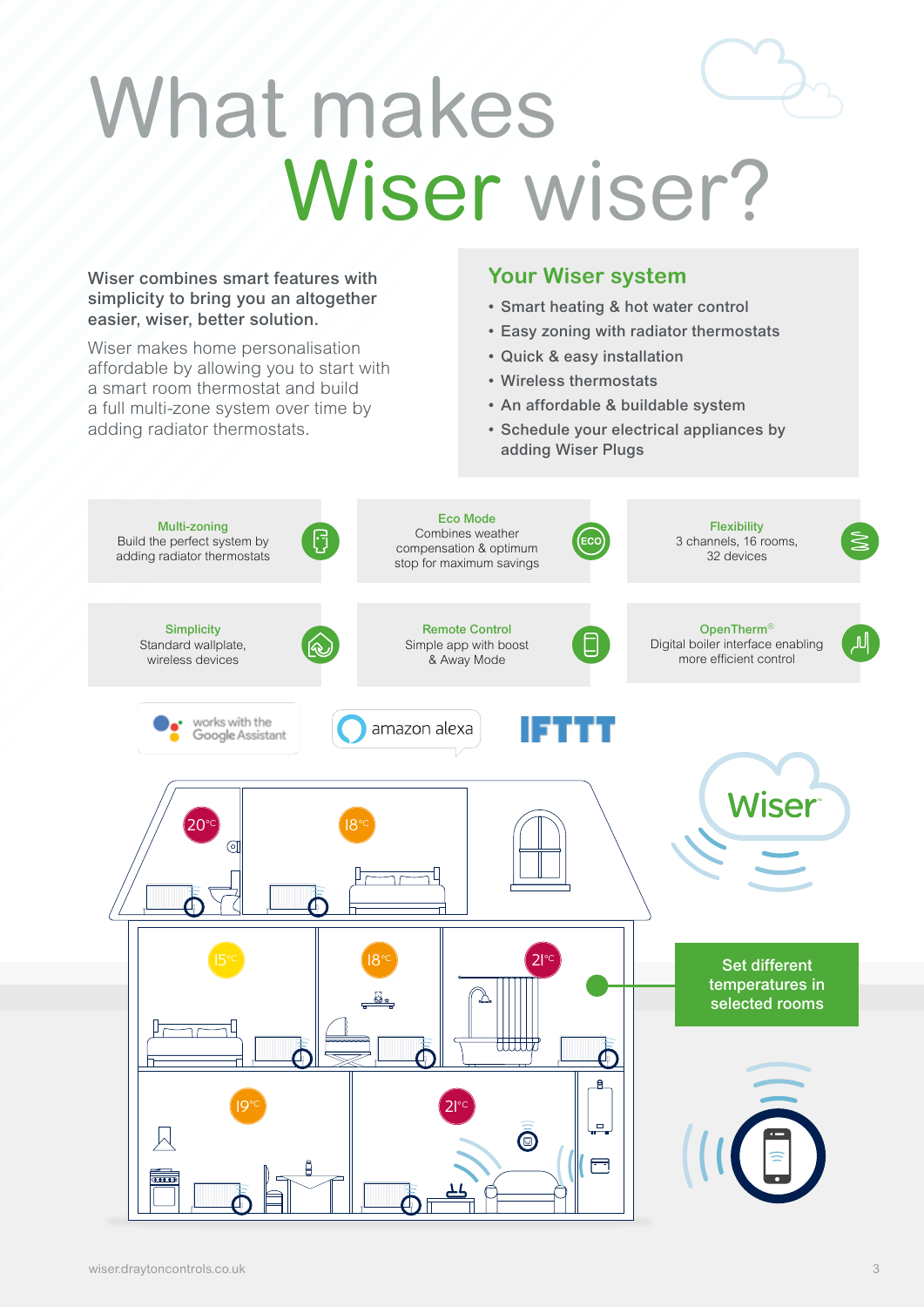# What makes Wiser wiser?

**Wiser combines smart features with simplicity to bring you an altogether easier, wiser, better solution.**

Wiser makes home personalisation affordable by allowing you to start with a smart room thermostat and build a full multi-zone system over time by adding radiator thermostats.

## Your Wiser system

- Smart heating & hot water control
- Easy zoning with radiator thermostats
- Quick & easy installation
- Wireless thermostats
- An affordable & buildable system
- Schedule your electrical appliances by adding Wiser Plugs

**Multi-zoning**
Build the perfect system by adding radiator thermostats

**Eco Mode**
Combines weather compensation & optimum stop for maximum savings

**Flexibility**
3 channels, 16 rooms, 32 devices

**Simplicity**
Standard wallplate, wireless devices

**Remote Control**
Simple app with boost & Away Mode

**OpenTherm®**
Digital boiler interface enabling more efficient control

works with the Google Assistant

amazon alexa

IFTTT

Set different temperatures in selected rooms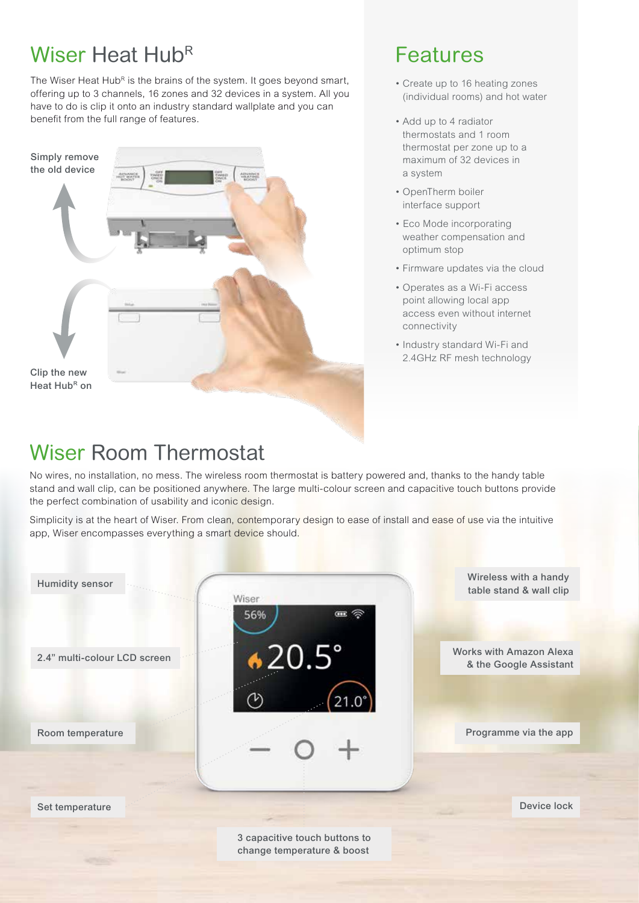## Wiser Heat Hub[R]

The Wiser Heat Hub[R] is the brains of the system. It goes beyond smart, offering up to 3 channels, 16 zones and 32 devices in a system. All you have to do is clip it onto an industry standard wallplate and you can benefit from the full range of features.

Simply remove the old device

Clip the new Heat Hub[R] on

## Features

- Create up to 16 heating zones (individual rooms) and hot water
- Add up to 4 radiator thermostats and 1 room thermostat per zone up to a maximum of 32 devices in a system
- OpenTherm boiler interface support
- Eco Mode incorporating weather compensation and optimum stop
- Firmware updates via the cloud
- Operates as a Wi-Fi access point allowing local app access even without internet connectivity
- Industry standard Wi-Fi and 2.4GHz RF mesh technology

## Wiser Room Thermostat

No wires, no installation, no mess. The wireless room thermostat is battery powered and, thanks to the handy table stand and wall clip, can be positioned anywhere. The large multi-colour screen and capacitive touch buttons provide the perfect combination of usability and iconic design.

Simplicity is at the heart of Wiser. From clean, contemporary design to ease of install and ease of use via the intuitive app, Wiser encompasses everything a smart device should.

- Humidity sensor
- 2.4" multi-colour LCD screen
- Room temperature
- Set temperature
- 3 capacitive touch buttons to change temperature & boost
- Wireless with a handy table stand & wall clip
- Works with Amazon Alexa & the Google Assistant
- Programme via the app
- Device lock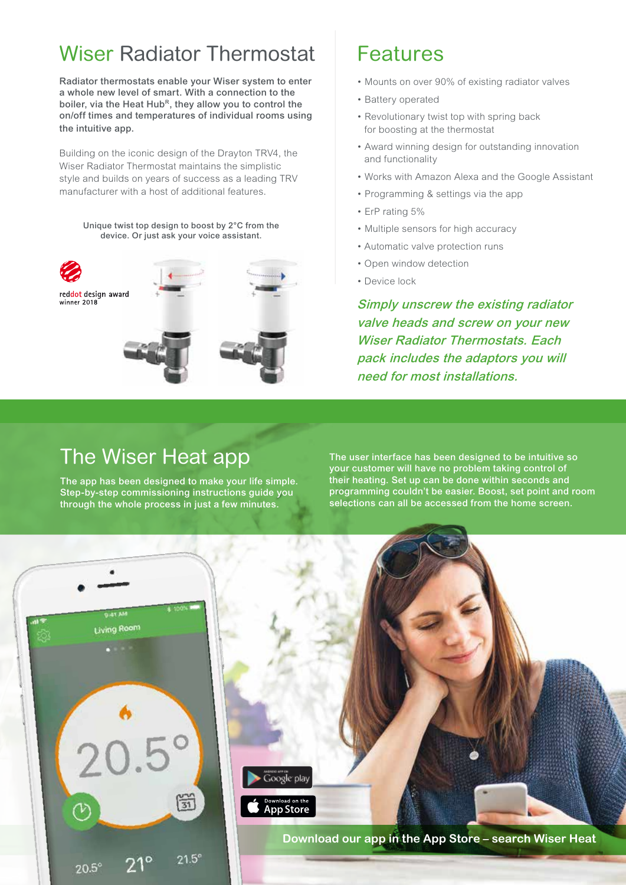# Wiser Radiator Thermostat

**Radiator thermostats enable your Wiser system to enter a whole new level of smart. With a connection to the boiler, via the Heat Hub[R], they allow you to control the on/off times and temperatures of individual rooms using the intuitive app.**

Building on the iconic design of the Drayton TRV4, the Wiser Radiator Thermostat maintains the simplistic style and builds on years of success as a leading TRV manufacturer with a host of additional features.

Unique twist top design to boost by 2°C from the device. Or just ask your voice assistant.

reddot design award winner 2018

# Features

- Mounts on over 90% of existing radiator valves
- Battery operated
- Revolutionary twist top with spring back for boosting at the thermostat
- Award winning design for outstanding innovation and functionality
- Works with Amazon Alexa and the Google Assistant
- Programming & settings via the app
- ErP rating 5%
- Multiple sensors for high accuracy
- Automatic valve protection runs
- Open window detection
- Device lock

***Simply unscrew the existing radiator valve heads and screw on your new Wiser Radiator Thermostats. Each pack includes the adaptors you will need for most installations.***

# The Wiser Heat app

**The app has been designed to make your life simple. Step-by-step commissioning instructions guide you through the whole process in just a few minutes.**

**The user interface has been designed to be intuitive so your customer will have no problem taking control of their heating. Set up can be done within seconds and programming couldn't be easier. Boost, set point and room selections can all be accessed from the home screen.**

**Download our app in the App Store – search Wiser Heat**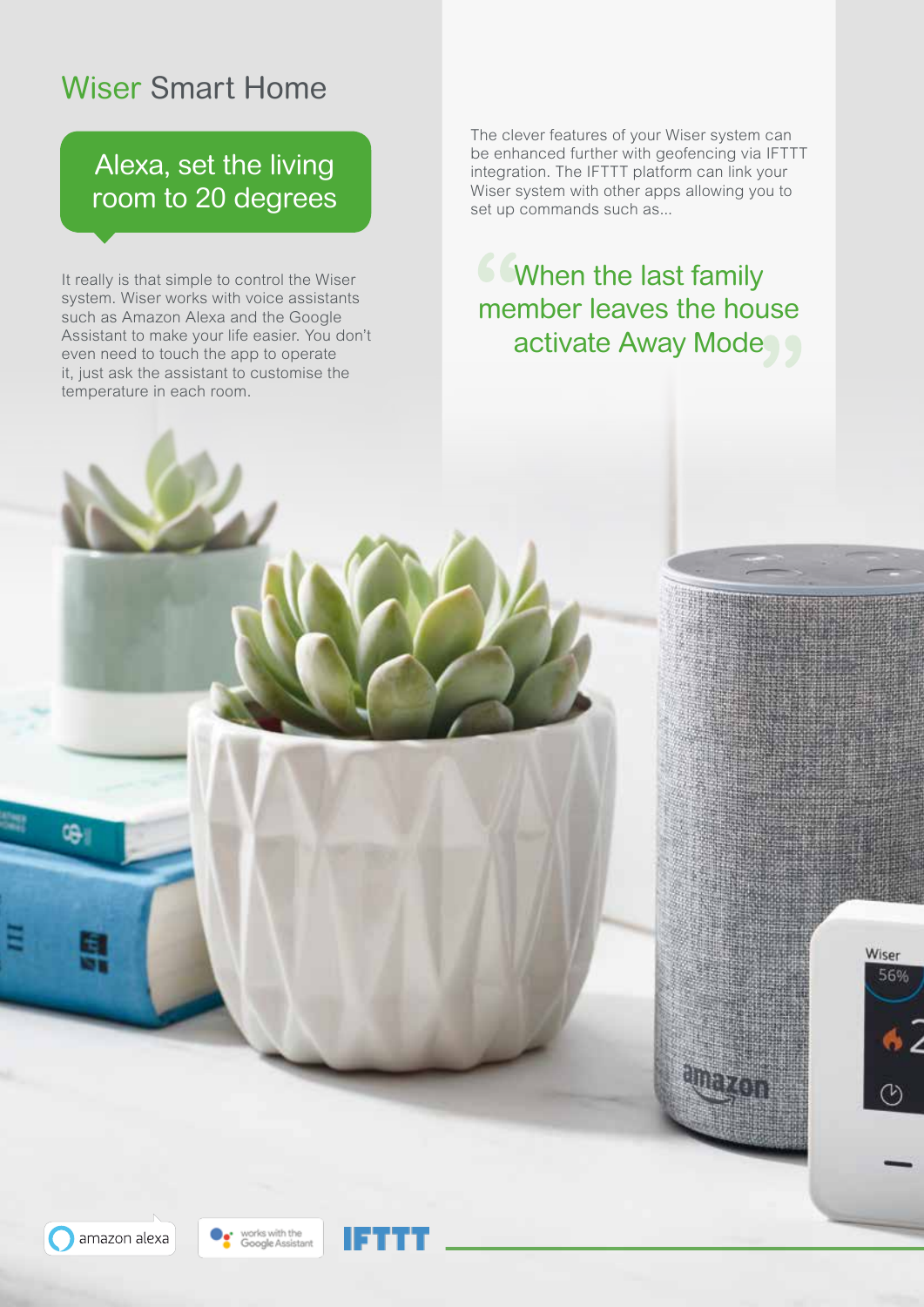# Wiser Smart Home

## Alexa, set the living room to 20 degrees

It really is that simple to control the Wiser system. Wiser works with voice assistants such as Amazon Alexa and the Google Assistant to make your life easier. You don't even need to touch the app to operate it, just ask the assistant to customise the temperature in each room.

The clever features of your Wiser system can be enhanced further with geofencing via IFTTT integration. The IFTTT platform can link your Wiser system with other apps allowing you to set up commands such as...

> "When the last family member leaves the house activate Away Mode"

amazon alexa

works with the Google Assistant

IFTTT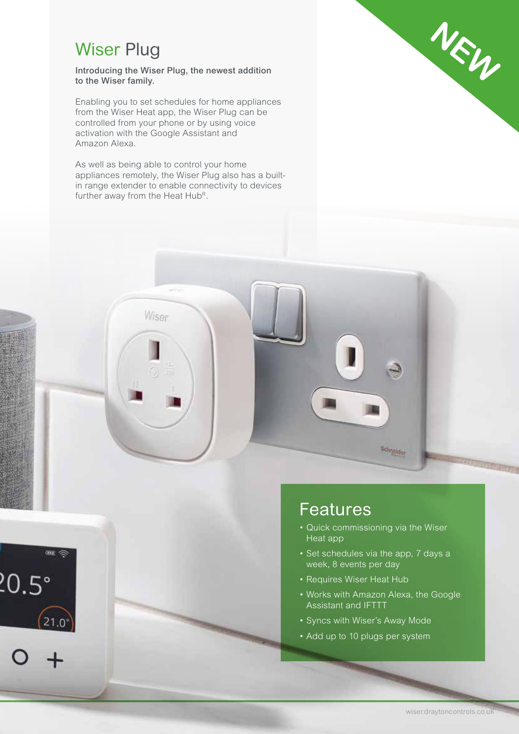# Wiser Plug

**Introducing the Wiser Plug, the newest addition to the Wiser family.**

Enabling you to set schedules for home appliances from the Wiser Heat app, the Wiser Plug can be controlled from your phone or by using voice activation with the Google Assistant and Amazon Alexa.

As well as being able to control your home appliances remotely, the Wiser Plug also has a built-in range extender to enable connectivity to devices further away from the Heat Hub[R].

NEW

## Features

- Quick commissioning via the Wiser Heat app
- Set schedules via the app, 7 days a week, 8 events per day
- Requires Wiser Heat Hub
- Works with Amazon Alexa, the Google Assistant and IFTTT
- Syncs with Wiser's Away Mode
- Add up to 10 plugs per system

wiser.draytoncontrols.co.uk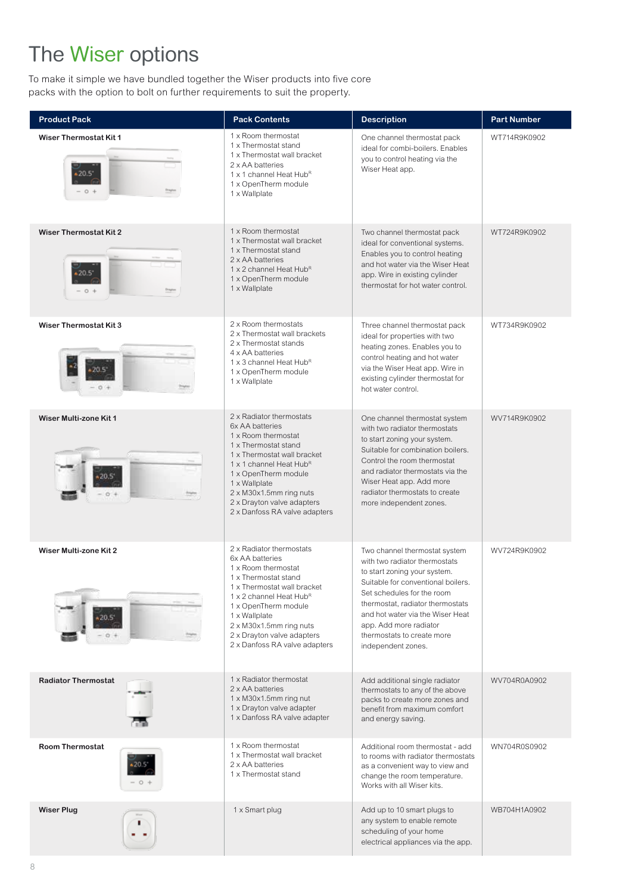# The Wiser options

To make it simple we have bundled together the Wiser products into five core packs with the option to bolt on further requirements to suit the property.

| Product Pack | Pack Contents | Description | Part Number |
|---|---|---|---|
| **Wiser Thermostat Kit 1** | 1 x Room thermostat<br>1 x Thermostat stand<br>1 x Thermostat wall bracket<br>2 x AA batteries<br>1 x 1 channel Heat Hub[R]<br>1 x OpenTherm module<br>1 x Wallplate | One channel thermostat pack ideal for combi-boilers. Enables you to control heating via the Wiser Heat app. | WT714R9K0902 |
| **Wiser Thermostat Kit 2** | 1 x Room thermostat<br>1 x Thermostat wall bracket<br>1 x Thermostat stand<br>2 x AA batteries<br>1 x 2 channel Heat Hub[R]<br>1 x OpenTherm module<br>1 x Wallplate | Two channel thermostat pack ideal for conventional systems. Enables you to control heating and hot water via the Wiser Heat app. Wire in existing cylinder thermostat for hot water control. | WT724R9K0902 |
| **Wiser Thermostat Kit 3** | 2 x Room thermostats<br>2 x Thermostat wall brackets<br>2 x Thermostat stands<br>4 x AA batteries<br>1 x 3 channel Heat Hub[R]<br>1 x OpenTherm module<br>1 x Wallplate | Three channel thermostat pack ideal for properties with two heating zones. Enables you to control heating and hot water via the Wiser Heat app. Wire in existing cylinder thermostat for hot water control. | WT734R9K0902 |
| **Wiser Multi-zone Kit 1** | 2 x Radiator thermostats<br>6x AA batteries<br>1 x Room thermostat<br>1 x Thermostat stand<br>1 x Thermostat wall bracket<br>1 x 1 channel Heat Hub[R]<br>1 x OpenTherm module<br>1 x Wallplate<br>2 x M30x1.5mm ring nuts<br>2 x Drayton valve adapters<br>2 x Danfoss RA valve adapters | One channel thermostat system with two radiator thermostats to start zoning your system. Suitable for combination boilers. Control the room thermostat and radiator thermostats via the Wiser Heat app. Add more radiator thermostats to create more independent zones. | WV714R9K0902 |
| **Wiser Multi-zone Kit 2** | 2 x Radiator thermostats<br>6x AA batteries<br>1 x Room thermostat<br>1 x Thermostat stand<br>1 x Thermostat wall bracket<br>1 x 2 channel Heat Hub[R]<br>1 x OpenTherm module<br>1 x Wallplate<br>2 x M30x1.5mm ring nuts<br>2 x Drayton valve adapters<br>2 x Danfoss RA valve adapters | Two channel thermostat system with two radiator thermostats to start zoning your system. Suitable for conventional boilers. Set schedules for the room thermostat, radiator thermostats and hot water via the Wiser Heat app. Add more radiator thermostats to create more independent zones. | WV724R9K0902 |
| **Radiator Thermostat** | 1 x Radiator thermostat<br>2 x AA batteries<br>1 x M30x1.5mm ring nut<br>1 x Drayton valve adapter<br>1 x Danfoss RA valve adapter | Add additional single radiator thermostats to any of the above packs to create more zones and benefit from maximum comfort and energy saving. | WV704R0A0902 |
| **Room Thermostat** | 1 x Room thermostat<br>1 x Thermostat wall bracket<br>2 x AA batteries<br>1 x Thermostat stand | Additional room thermostat - add to rooms with radiator thermostats as a convenient way to view and change the room temperature. Works with all Wiser kits. | WN704R0S0902 |
| **Wiser Plug** | 1 x Smart plug | Add up to 10 smart plugs to any system to enable remote scheduling of your home electrical appliances via the app. | WB704H1A0902 |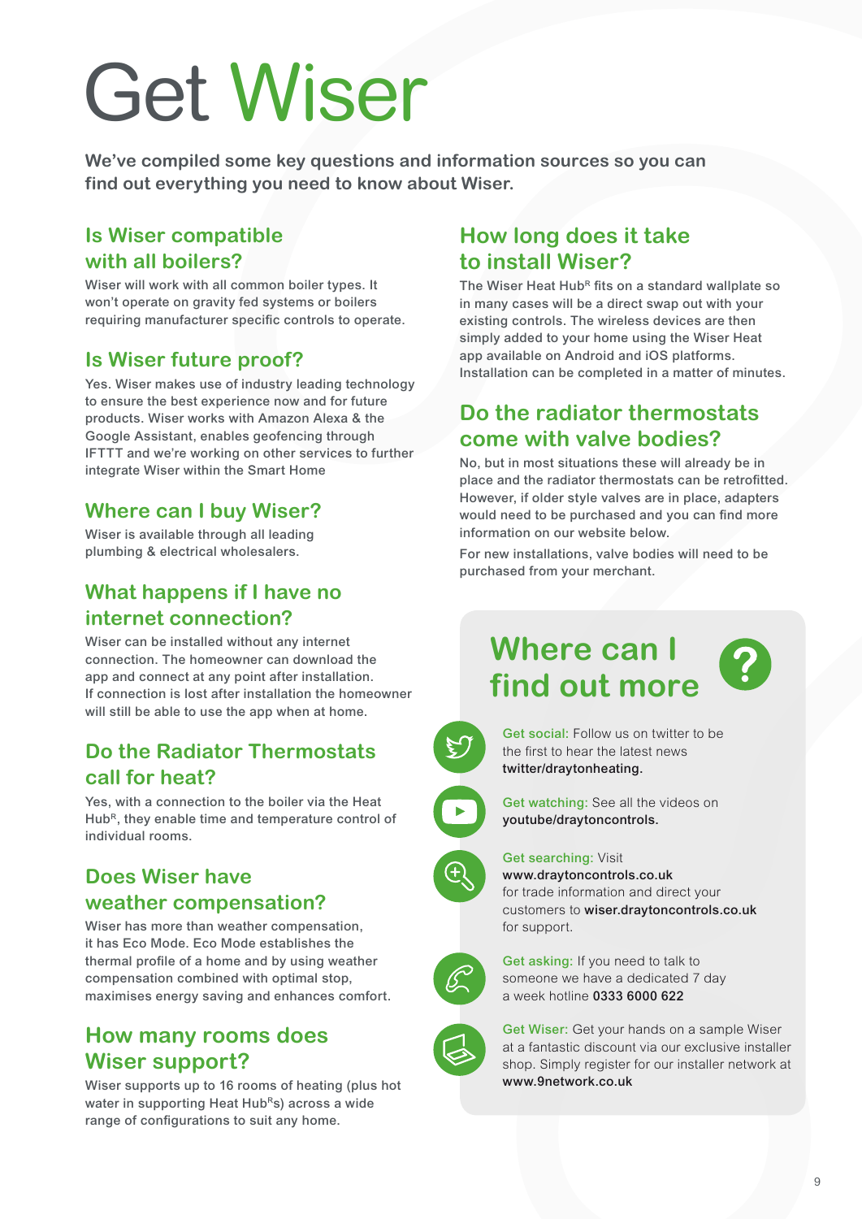# Get Wiser

**We've compiled some key questions and information sources so you can find out everything you need to know about Wiser.**

## Is Wiser compatible with all boilers?

Wiser will work with all common boiler types. It won't operate on gravity fed systems or boilers requiring manufacturer specific controls to operate.

## Is Wiser future proof?

Yes. Wiser makes use of industry leading technology to ensure the best experience now and for future products. Wiser works with Amazon Alexa & the Google Assistant, enables geofencing through IFTTT and we're working on other services to further integrate Wiser within the Smart Home

## Where can I buy Wiser?

Wiser is available through all leading plumbing & electrical wholesalers.

## What happens if I have no internet connection?

Wiser can be installed without any internet connection. The homeowner can download the app and connect at any point after installation. If connection is lost after installation the homeowner will still be able to use the app when at home.

## Do the Radiator Thermostats call for heat?

Yes, with a connection to the boiler via the Heat Hub[R], they enable time and temperature control of individual rooms.

## Does Wiser have weather compensation?

Wiser has more than weather compensation, it has Eco Mode. Eco Mode establishes the thermal profile of a home and by using weather compensation combined with optimal stop, maximises energy saving and enhances comfort.

## How many rooms does Wiser support?

Wiser supports up to 16 rooms of heating (plus hot water in supporting Heat Hub[R]s) across a wide range of configurations to suit any home.

## How long does it take to install Wiser?

The Wiser Heat Hub[R] fits on a standard wallplate so in many cases will be a direct swap out with your existing controls. The wireless devices are then simply added to your home using the Wiser Heat app available on Android and iOS platforms. Installation can be completed in a matter of minutes.

## Do the radiator thermostats come with valve bodies?

No, but in most situations these will already be in place and the radiator thermostats can be retrofitted. However, if older style valves are in place, adapters would need to be purchased and you can find more information on our website below.

For new installations, valve bodies will need to be purchased from your merchant.

## Where can I find out more

Get social: Follow us on twitter to be the first to hear the latest news **twitter/draytonheating.**

Get watching: See all the videos on **youtube/draytoncontrols.**

Get searching: Visit **www.draytoncontrols.co.uk** for trade information and direct your customers to **wiser.draytoncontrols.co.uk** for support.

Get asking: If you need to talk to someone we have a dedicated 7 day a week hotline **0333 6000 622**

Get Wiser: Get your hands on a sample Wiser at a fantastic discount via our exclusive installer shop. Simply register for our installer network at **www.9network.co.uk**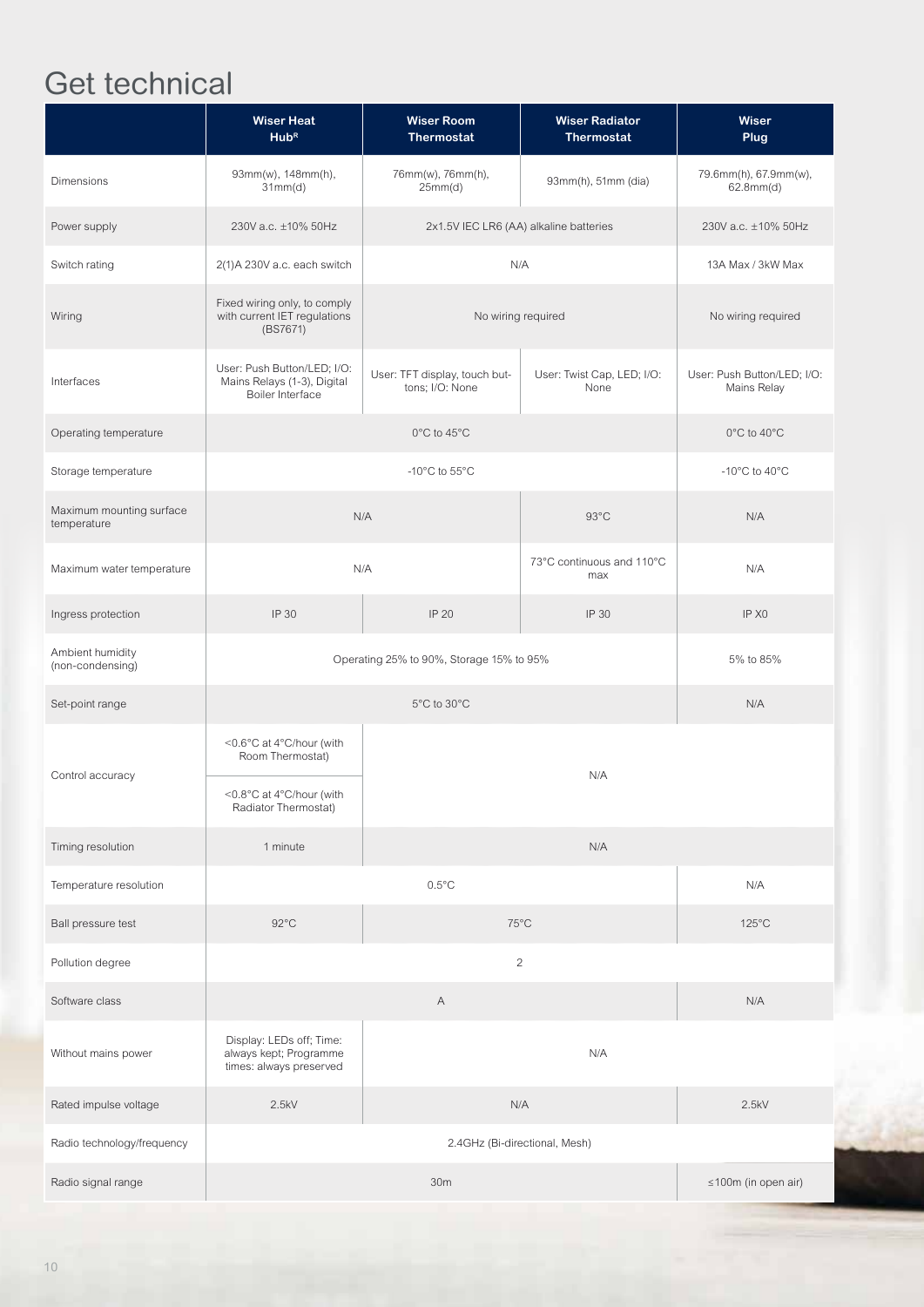# Get technical

| | Wiser Heat Hub[R] | Wiser Room Thermostat | Wiser Radiator Thermostat | Wiser Plug |
|---|---|---|---|---|
| Dimensions | 93mm(w), 148mm(h), 31mm(d) | 76mm(w), 76mm(h), 25mm(d) | 93mm(h), 51mm (dia) | 79.6mm(h), 67.9mm(w), 62.8mm(d) |
| Power supply | 230V a.c. ±10% 50Hz | 2x1.5V IEC LR6 (AA) alkaline batteries | | 230V a.c. ±10% 50Hz |
| Switch rating | 2(1)A 230V a.c. each switch | N/A | | 13A Max / 3kW Max |
| Wiring | Fixed wiring only, to comply with current IET regulations (BS7671) | No wiring required | | No wiring required |
| Interfaces | User: Push Button/LED; I/O: Mains Relays (1-3), Digital Boiler Interface | User: TFT display, touch buttons; I/O: None | User: Twist Cap, LED; I/O: None | User: Push Button/LED; I/O: Mains Relay |
| Operating temperature | 0°C to 45°C | | | 0°C to 40°C |
| Storage temperature | -10°C to 55°C | | | -10°C to 40°C |
| Maximum mounting surface temperature | N/A | | 93°C | N/A |
| Maximum water temperature | N/A | | 73°C continuous and 110°C max | N/A |
| Ingress protection | IP 30 | IP 20 | IP 30 | IP X0 |
| Ambient humidity (non-condensing) | Operating 25% to 90%, Storage 15% to 95% | | | 5% to 85% |
| Set-point range | 5°C to 30°C | | | N/A |
| Control accuracy | <0.6°C at 4°C/hour (with Room Thermostat)<br><0.8°C at 4°C/hour (with Radiator Thermostat) | N/A | | |
| Timing resolution | 1 minute | N/A | | |
| Temperature resolution | 0.5°C | | | N/A |
| Ball pressure test | 92°C | 75°C | | 125°C |
| Pollution degree | 2 | | | |
| Software class | A | | | N/A |
| Without mains power | Display: LEDs off; Time: always kept; Programme times: always preserved | N/A | | |
| Rated impulse voltage | 2.5kV | N/A | | 2.5kV |
| Radio technology/frequency | 2.4GHz (Bi-directional, Mesh) | | | |
| Radio signal range | 30m | | | ≤100m (in open air) |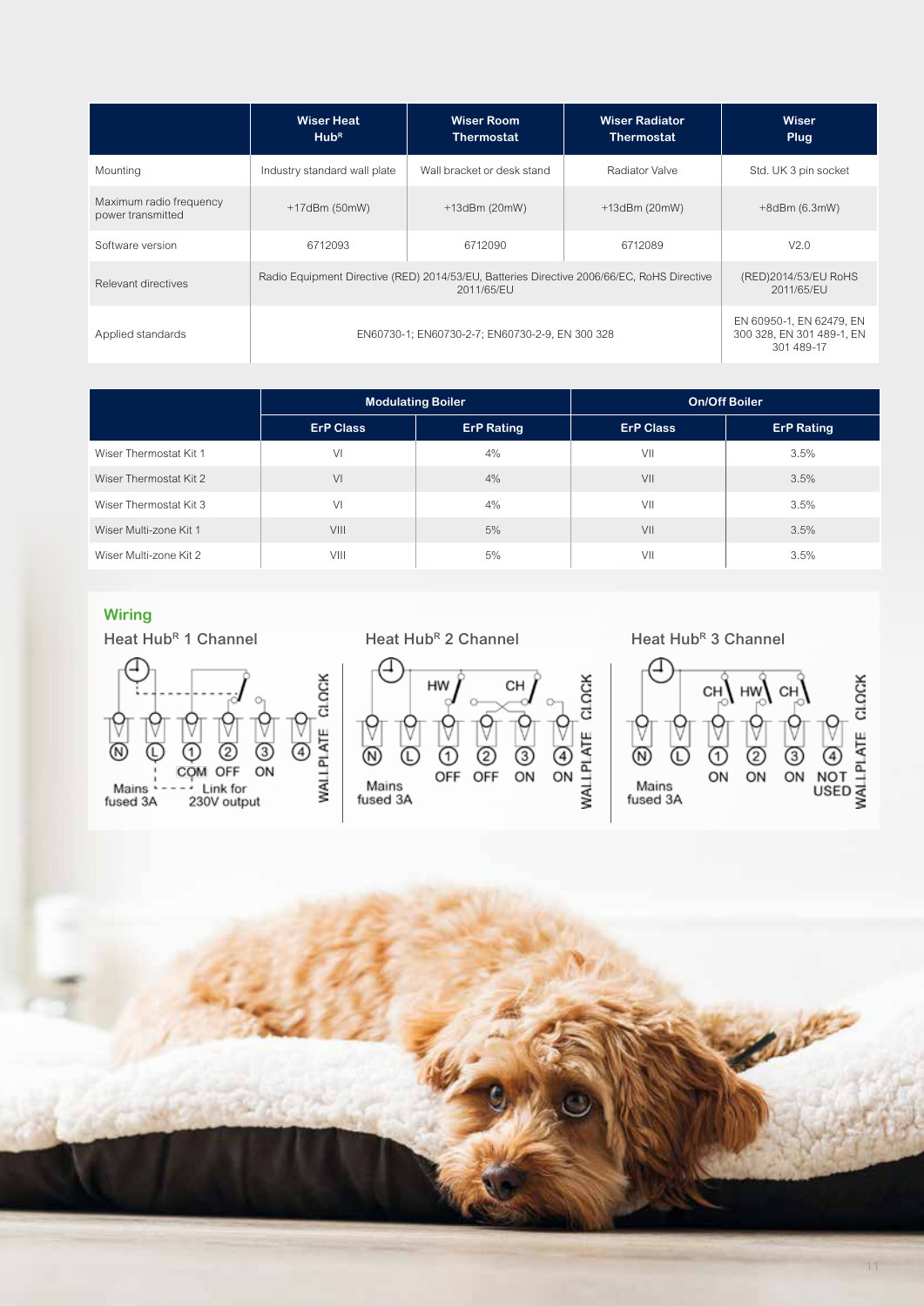| | Wiser Heat Hub[R] | Wiser Room Thermostat | Wiser Radiator Thermostat | Wiser Plug |
|---|---|---|---|---|
| Mounting | Industry standard wall plate | Wall bracket or desk stand | Radiator Valve | Std. UK 3 pin socket |
| Maximum radio frequency power transmitted | +17dBm (50mW) | +13dBm (20mW) | +13dBm (20mW) | +8dBm (6.3mW) |
| Software version | 6712093 | 6712090 | 6712089 | V2.0 |
| Relevant directives | Radio Equipment Directive (RED) 2014/53/EU, Batteries Directive 2006/66/EC, RoHS Directive 2011/65/EU | | | (RED)2014/53/EU RoHS 2011/65/EU |
| Applied standards | EN60730-1; EN60730-2-7; EN60730-2-9, EN 300 328 | | | EN 60950-1, EN 62479, EN 300 328, EN 301 489-1, EN 301 489-17 |

| | Modulating Boiler | | On/Off Boiler | |
|---|---|---|---|---|
| | ErP Class | ErP Rating | ErP Class | ErP Rating |
| Wiser Thermostat Kit 1 | VI | 4% | VII | 3.5% |
| Wiser Thermostat Kit 2 | VI | 4% | VII | 3.5% |
| Wiser Thermostat Kit 3 | VI | 4% | VII | 3.5% |
| Wiser Multi-zone Kit 1 | VIII | 5% | VII | 3.5% |
| Wiser Multi-zone Kit 2 | VIII | 5% | VII | 3.5% |

## Wiring

### Heat Hub[R] 1 Channel

N, L, 1, 2, 3, 4 — Mains fused 3A; COM, OFF, ON; Link for 230V output; WALLPLATE CLOCK

### Heat Hub[R] 2 Channel

N, L, 1, 2, 3, 4 — Mains fused 3A; HW, CH; OFF, OFF, ON, ON; WALLPLATE CLOCK

### Heat Hub[R] 3 Channel

N, L, 1, 2, 3, 4 — Mains fused 3A; CH, HW, CH; ON, ON, ON, NOT USED; WALLPLATE CLOCK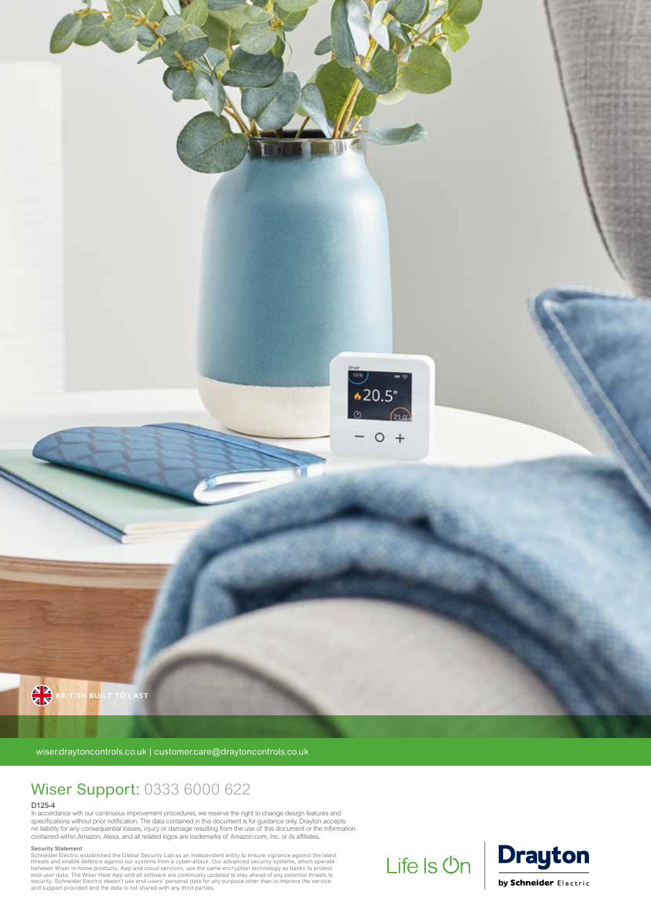BRITISH BUILT TO LAST

wiser.draytoncontrols.co.uk | customer.care@draytoncontrols.co.uk

## Wiser Support: 0333 6000 622

D125-4

In accordance with our continuous improvement procedures, we reserve the right to change design features and specifications without prior notification. The data contained in this document is for guidance only. Drayton accepts no liability for any consequential losses, injury or damage resulting from the use of this document or the information contained within.Amazon, Alexa, and all related logos are trademarks of Amazon.com, Inc. or its affiliates.

**Security Statement**

Schneider Electric established the Global Security Lab as an independent entity to ensure vigilance against the latest threats and enable defence against our systems from a cyber-attack. Our advanced security systems, which operate between Wiser in-home products, App and cloud services, use the same encryption technology as banks to protect end-user data. The Wiser Heat App and all software are continually updated to stay ahead of any potential threats to security. Schneider Electric doesn't use end-users' personal data for any purpose other than to improve the service and support provided and the data is not shared with any third parties.

Life Is On

Drayton by Schneider Electric